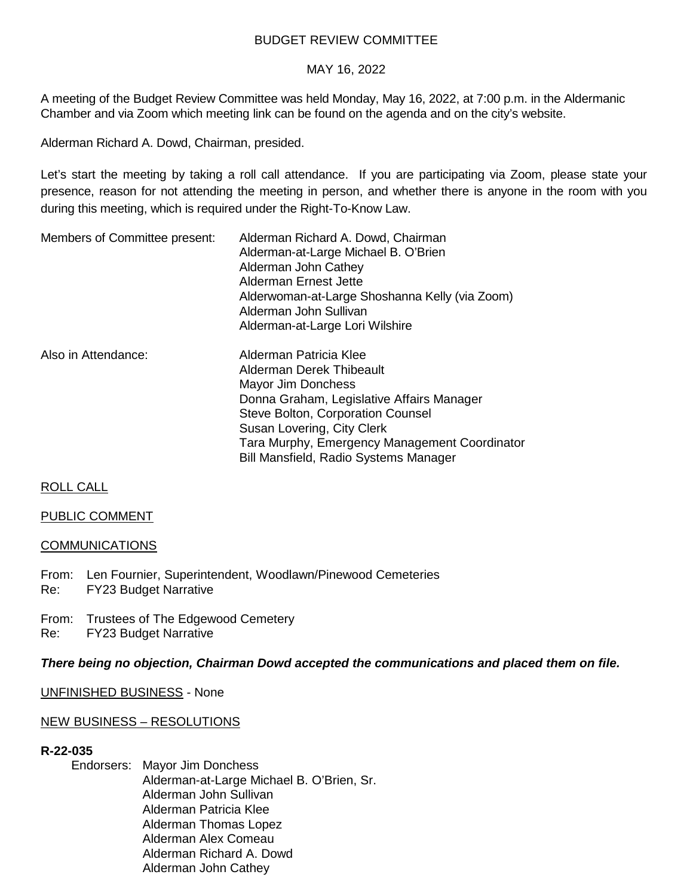BUDGET REVIEW COMMITTEE

MAY 16, 2022

A meeting of the Budget Review Committee was held Monday, May 16, 2022, at 7:00 p.m. in the Aldermanic Chamber and via Zoom which meeting link can be found on the agenda and on the city's website.

Alderman Richard A. Dowd, Chairman, presided.

Let's start the meeting by taking a roll call attendance. If you are participating via Zoom, please state your presence, reason for not attending the meeting in person, and whether there is anyone in the room with you during this meeting, which is required under the Right-To-Know Law.

Members of Committee present:
Alderman Richard A. Dowd, Chairman
Alderman-at-Large Michael B. O'Brien
Alderman John Cathey
Alderman Ernest Jette
Alderwoman-at-Large Shoshanna Kelly (via Zoom)
Alderman John Sullivan
Alderman-at-Large Lori Wilshire

Also in Attendance:
Alderman Patricia Klee
Alderman Derek Thibeault
Mayor Jim Donchess
Donna Graham, Legislative Affairs Manager
Steve Bolton, Corporation Counsel
Susan Lovering, City Clerk
Tara Murphy, Emergency Management Coordinator
Bill Mansfield, Radio Systems Manager

ROLL CALL

PUBLIC COMMENT

COMMUNICATIONS

From: Len Fournier, Superintendent, Woodlawn/Pinewood Cemeteries
Re: FY23 Budget Narrative

From: Trustees of The Edgewood Cemetery
Re: FY23 Budget Narrative

***There being no objection, Chairman Dowd accepted the communications and placed them on file.***

UNFINISHED BUSINESS - None

NEW BUSINESS – RESOLUTIONS

**R-22-035**

Endorsers:
Mayor Jim Donchess
Alderman-at-Large Michael B. O'Brien, Sr.
Alderman John Sullivan
Alderman Patricia Klee
Alderman Thomas Lopez
Alderman Alex Comeau
Alderman Richard A. Dowd
Alderman John Cathey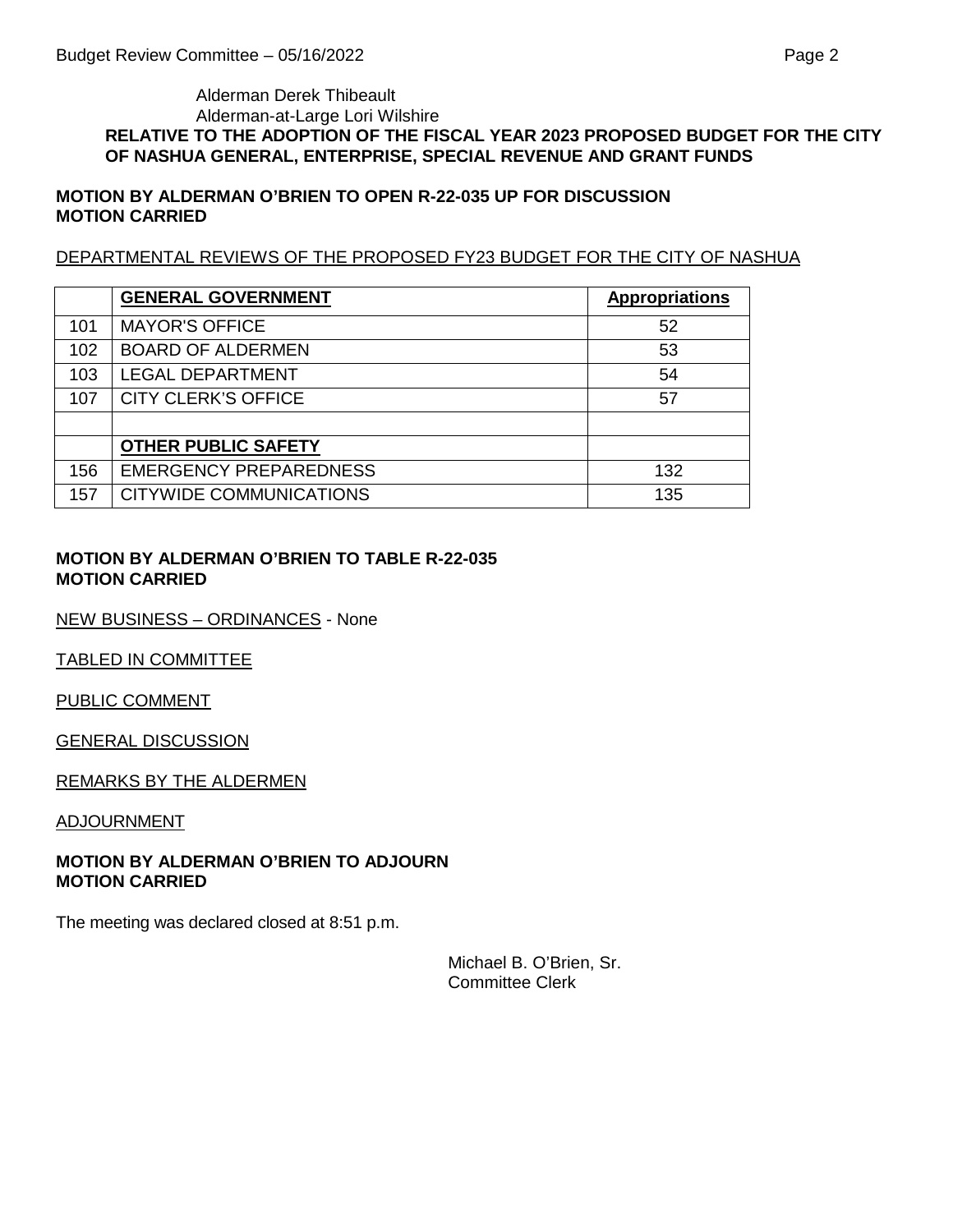Alderman Derek Thibeault
Alderman-at-Large Lori Wilshire

**RELATIVE TO THE ADOPTION OF THE FISCAL YEAR 2023 PROPOSED BUDGET FOR THE CITY OF NASHUA GENERAL, ENTERPRISE, SPECIAL REVENUE AND GRANT FUNDS**

**MOTION BY ALDERMAN O'BRIEN TO OPEN R-22-035 UP FOR DISCUSSION**
**MOTION CARRIED**

DEPARTMENTAL REVIEWS OF THE PROPOSED FY23 BUDGET FOR THE CITY OF NASHUA

| | **GENERAL GOVERNMENT** | **Appropriations** |
|---|---|---|
| 101 | MAYOR'S OFFICE | 52 |
| 102 | BOARD OF ALDERMEN | 53 |
| 103 | LEGAL DEPARTMENT | 54 |
| 107 | CITY CLERK'S OFFICE | 57 |
| | | |
| | **OTHER PUBLIC SAFETY** | |
| 156 | EMERGENCY PREPAREDNESS | 132 |
| 157 | CITYWIDE COMMUNICATIONS | 135 |

**MOTION BY ALDERMAN O'BRIEN TO TABLE R-22-035**
**MOTION CARRIED**

NEW BUSINESS – ORDINANCES - None

TABLED IN COMMITTEE

PUBLIC COMMENT

GENERAL DISCUSSION

REMARKS BY THE ALDERMEN

ADJOURNMENT

**MOTION BY ALDERMAN O'BRIEN TO ADJOURN**
**MOTION CARRIED**

The meeting was declared closed at 8:51 p.m.

Michael B. O'Brien, Sr.
Committee Clerk